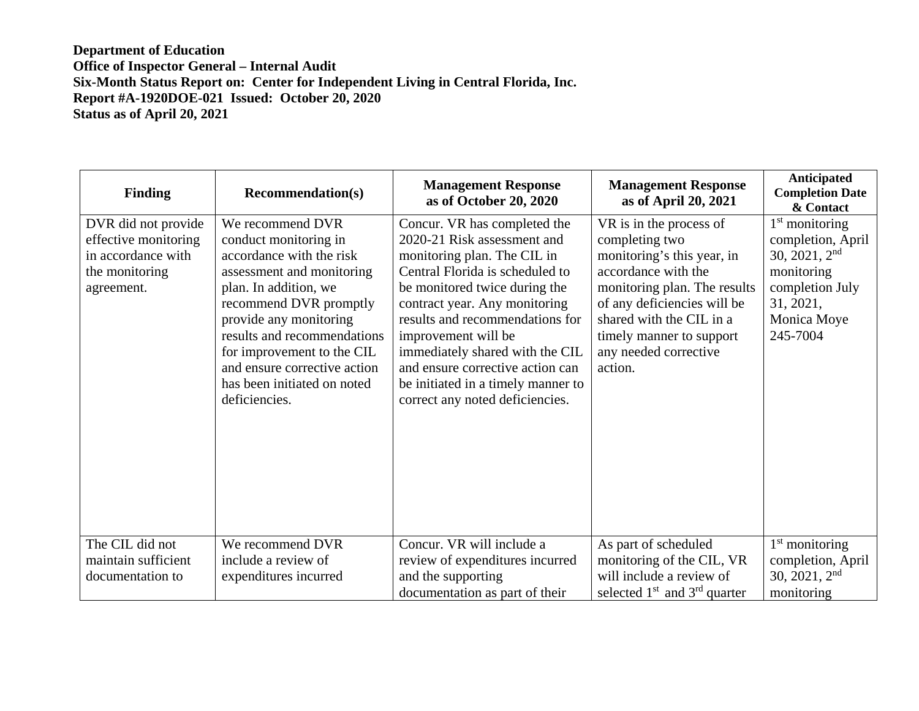**Department of Education**
**Office of Inspector General – Internal Audit**
**Six-Month Status Report on: Center for Independent Living in Central Florida, Inc.**
**Report #A-1920DOE-021 Issued: October 20, 2020**
**Status as of April 20, 2021**

| Finding | Recommendation(s) | Management Response as of October 20, 2020 | Management Response as of April 20, 2021 | Anticipated Completion Date & Contact |
|---|---|---|---|---|
| DVR did not provide effective monitoring in accordance with the monitoring agreement. | We recommend DVR conduct monitoring in accordance with the risk assessment and monitoring plan. In addition, we recommend DVR promptly provide any monitoring results and recommendations for improvement to the CIL and ensure corrective action has been initiated on noted deficiencies. | Concur. VR has completed the 2020-21 Risk assessment and monitoring plan. The CIL in Central Florida is scheduled to be monitored twice during the contract year. Any monitoring results and recommendations for improvement will be immediately shared with the CIL and ensure corrective action can be initiated in a timely manner to correct any noted deficiencies. | VR is in the process of completing two monitoring's this year, in accordance with the monitoring plan. The results of any deficiencies will be shared with the CIL in a timely manner to support any needed corrective action. | 1st monitoring completion, April 30, 2021, 2nd monitoring completion July 31, 2021, Monica Moye 245-7004 |
| The CIL did not maintain sufficient documentation to | We recommend DVR include a review of expenditures incurred | Concur. VR will include a review of expenditures incurred and the supporting documentation as part of their | As part of scheduled monitoring of the CIL, VR will include a review of selected 1st and 3rd quarter | 1st monitoring completion, April 30, 2021, 2nd monitoring |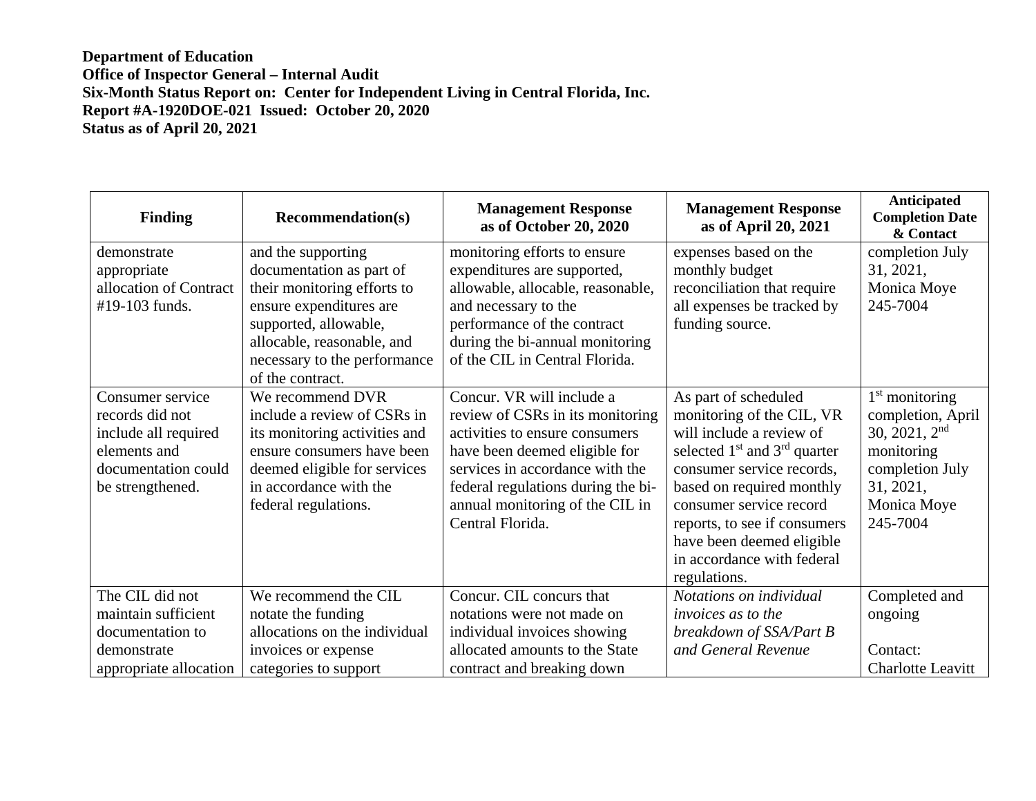**Department of Education**
**Office of Inspector General – Internal Audit**
**Six-Month Status Report on: Center for Independent Living in Central Florida, Inc.**
**Report #A-1920DOE-021 Issued: October 20, 2020**
**Status as of April 20, 2021**

| Finding | Recommendation(s) | Management Response as of October 20, 2020 | Management Response as of April 20, 2021 | Anticipated Completion Date & Contact |
|---|---|---|---|---|
| demonstrate appropriate allocation of Contract #19-103 funds. | and the supporting documentation as part of their monitoring efforts to ensure expenditures are supported, allowable, allocable, reasonable, and necessary to the performance of the contract. | monitoring efforts to ensure expenditures are supported, allowable, allocable, reasonable, and necessary to the performance of the contract during the bi-annual monitoring of the CIL in Central Florida. | expenses based on the monthly budget reconciliation that require all expenses be tracked by funding source. | completion July 31, 2021, Monica Moye 245-7004 |
| Consumer service records did not include all required elements and documentation could be strengthened. | We recommend DVR include a review of CSRs in its monitoring activities and ensure consumers have been deemed eligible for services in accordance with the federal regulations. | Concur. VR will include a review of CSRs in its monitoring activities to ensure consumers have been deemed eligible for services in accordance with the federal regulations during the bi-annual monitoring of the CIL in Central Florida. | As part of scheduled monitoring of the CIL, VR will include a review of selected 1st and 3rd quarter consumer service records, based on required monthly consumer service record reports, to see if consumers have been deemed eligible in accordance with federal regulations. | 1st monitoring completion, April 30, 2021, 2nd monitoring completion July 31, 2021, Monica Moye 245-7004 |
| The CIL did not maintain sufficient documentation to demonstrate appropriate allocation | We recommend the CIL notate the funding allocations on the individual invoices or expense categories to support | Concur. CIL concurs that notations were not made on individual invoices showing allocated amounts to the State contract and breaking down | *Notations on individual invoices as to the breakdown of SSA/Part B and General Revenue* | Completed and ongoing<br><br>Contact: Charlotte Leavitt |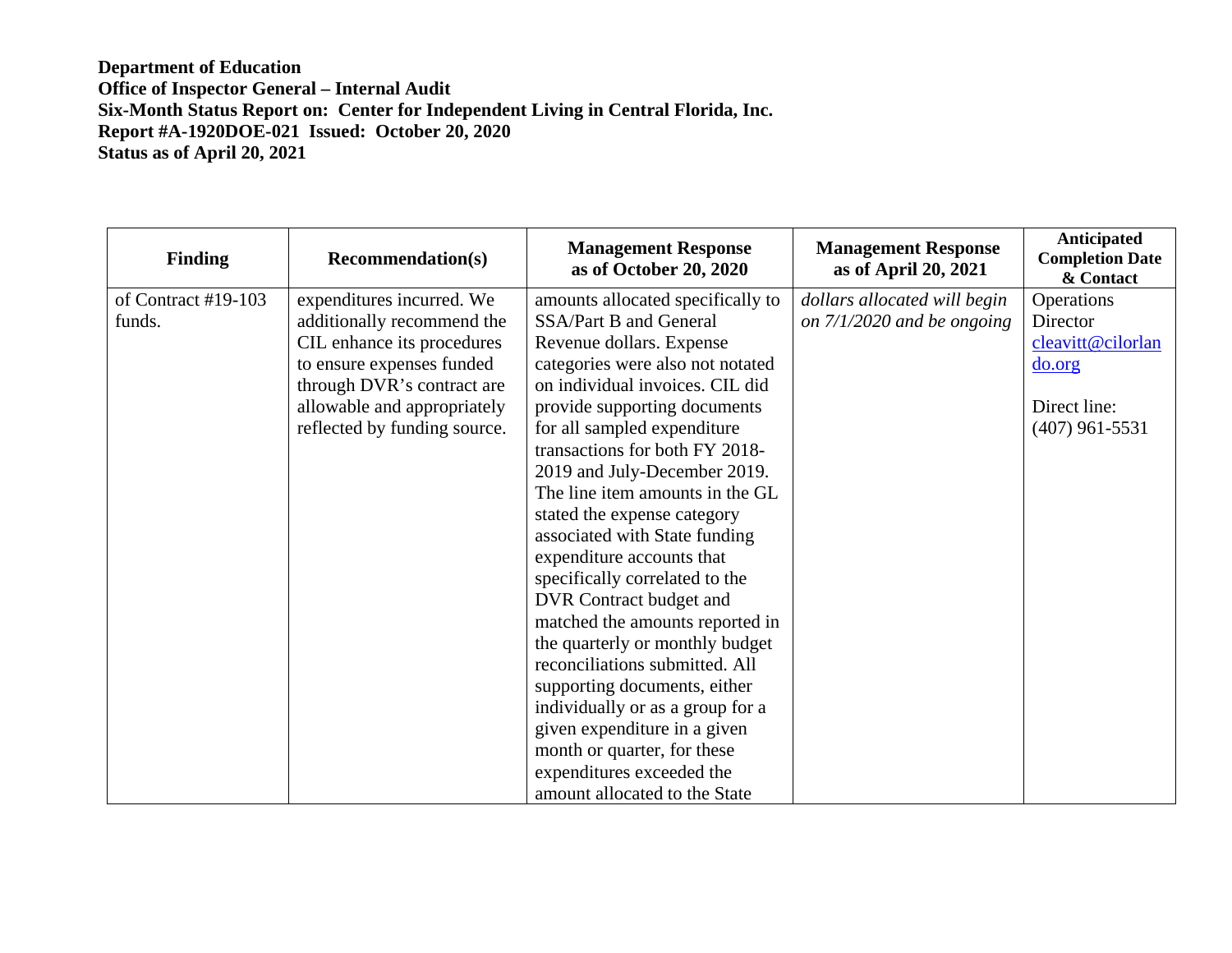**Department of Education**
**Office of Inspector General – Internal Audit**
**Six-Month Status Report on: Center for Independent Living in Central Florida, Inc.**
**Report #A-1920DOE-021 Issued: October 20, 2020**
**Status as of April 20, 2021**

| Finding | Recommendation(s) | Management Response as of October 20, 2020 | Management Response as of April 20, 2021 | Anticipated Completion Date & Contact |
|---|---|---|---|---|
| of Contract #19-103 funds. | expenditures incurred. We additionally recommend the CIL enhance its procedures to ensure expenses funded through DVR's contract are allowable and appropriately reflected by funding source. | amounts allocated specifically to SSA/Part B and General Revenue dollars. Expense categories were also not notated on individual invoices. CIL did provide supporting documents for all sampled expenditure transactions for both FY 2018-2019 and July-December 2019. The line item amounts in the GL stated the expense category associated with State funding expenditure accounts that specifically correlated to the DVR Contract budget and matched the amounts reported in the quarterly or monthly budget reconciliations submitted. All supporting documents, either individually or as a group for a given expenditure in a given month or quarter, for these expenditures exceeded the amount allocated to the State | *dollars allocated will begin on 7/1/2020 and be ongoing* | Operations Director cleavitt@cilorlando.org<br><br>Direct line: (407) 961-5531 |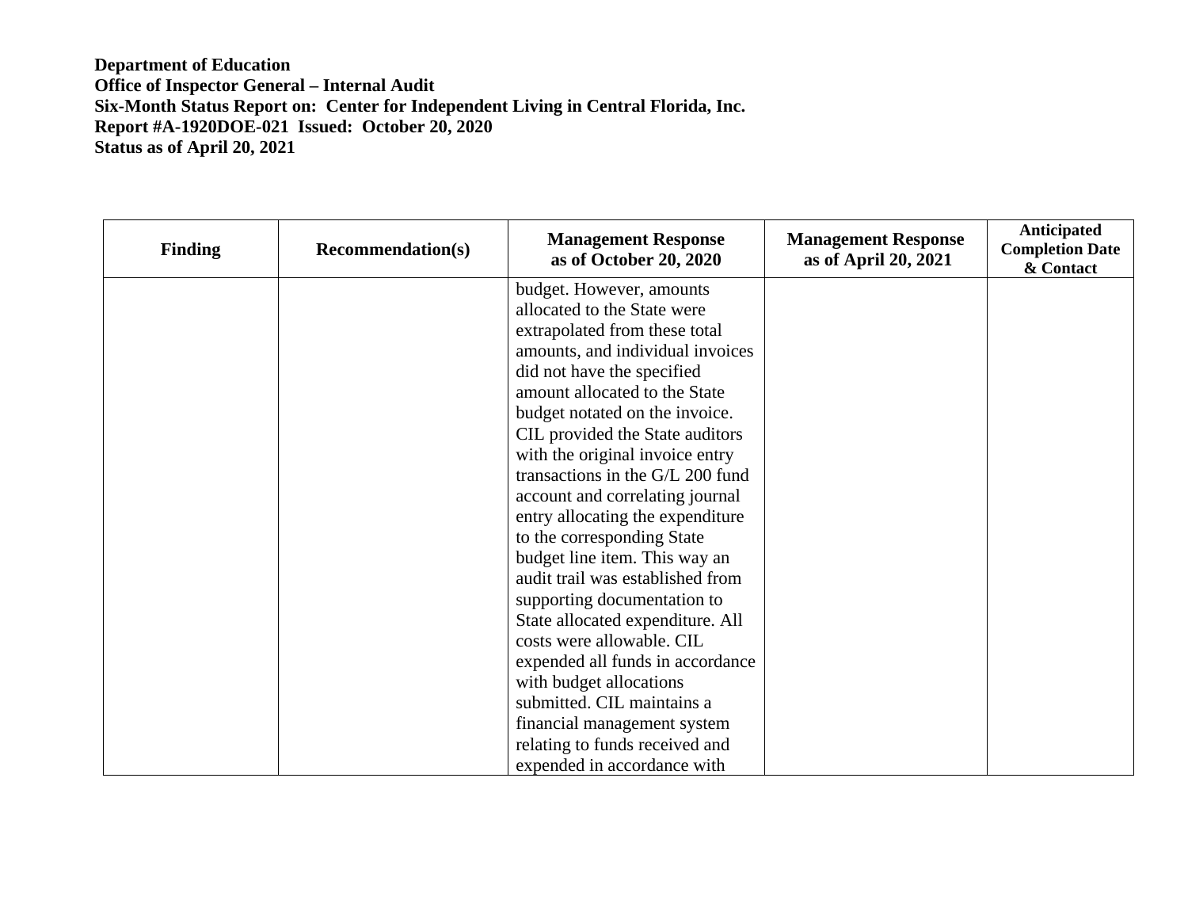**Department of Education**
**Office of Inspector General – Internal Audit**
**Six-Month Status Report on: Center for Independent Living in Central Florida, Inc.**
**Report #A-1920DOE-021 Issued: October 20, 2020**
**Status as of April 20, 2021**

| Finding | Recommendation(s) | Management Response as of October 20, 2020 | Management Response as of April 20, 2021 | Anticipated Completion Date & Contact |
|---|---|---|---|---|
| | | budget. However, amounts allocated to the State were extrapolated from these total amounts, and individual invoices did not have the specified amount allocated to the State budget notated on the invoice. CIL provided the State auditors with the original invoice entry transactions in the G/L 200 fund account and correlating journal entry allocating the expenditure to the corresponding State budget line item. This way an audit trail was established from supporting documentation to State allocated expenditure. All costs were allowable. CIL expended all funds in accordance with budget allocations submitted. CIL maintains a financial management system relating to funds received and expended in accordance with | | |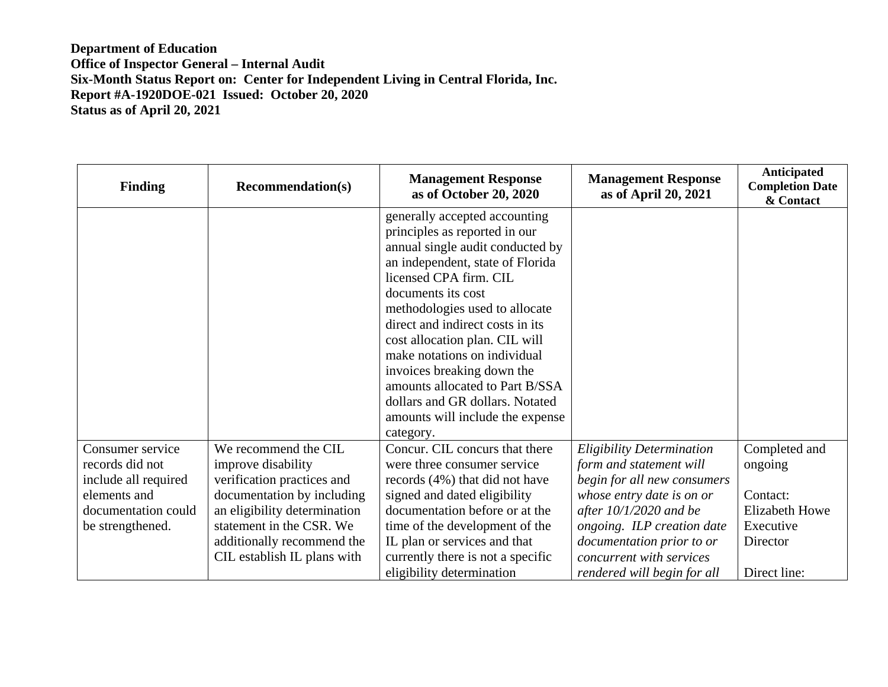**Department of Education**
**Office of Inspector General – Internal Audit**
**Six-Month Status Report on: Center for Independent Living in Central Florida, Inc.**
**Report #A-1920DOE-021 Issued: October 20, 2020**
**Status as of April 20, 2021**

| Finding | Recommendation(s) | Management Response as of October 20, 2020 | Management Response as of April 20, 2021 | Anticipated Completion Date & Contact |
|---|---|---|---|---|
| | | generally accepted accounting principles as reported in our annual single audit conducted by an independent, state of Florida licensed CPA firm. CIL documents its cost methodologies used to allocate direct and indirect costs in its cost allocation plan. CIL will make notations on individual invoices breaking down the amounts allocated to Part B/SSA dollars and GR dollars. Notated amounts will include the expense category. | | |
| Consumer service records did not include all required elements and documentation could be strengthened. | We recommend the CIL improve disability verification practices and documentation by including an eligibility determination statement in the CSR. We additionally recommend the CIL establish IL plans with | Concur. CIL concurs that there were three consumer service records (4%) that did not have signed and dated eligibility documentation before or at the time of the development of the IL plan or services and that currently there is not a specific eligibility determination | *Eligibility Determination form and statement will begin for all new consumers whose entry date is on or after 10/1/2020 and be ongoing. ILP creation date documentation prior to or concurrent with services rendered will begin for all* | Completed and ongoing<br><br>Contact:<br>Elizabeth Howe<br>Executive Director<br><br>Direct line: |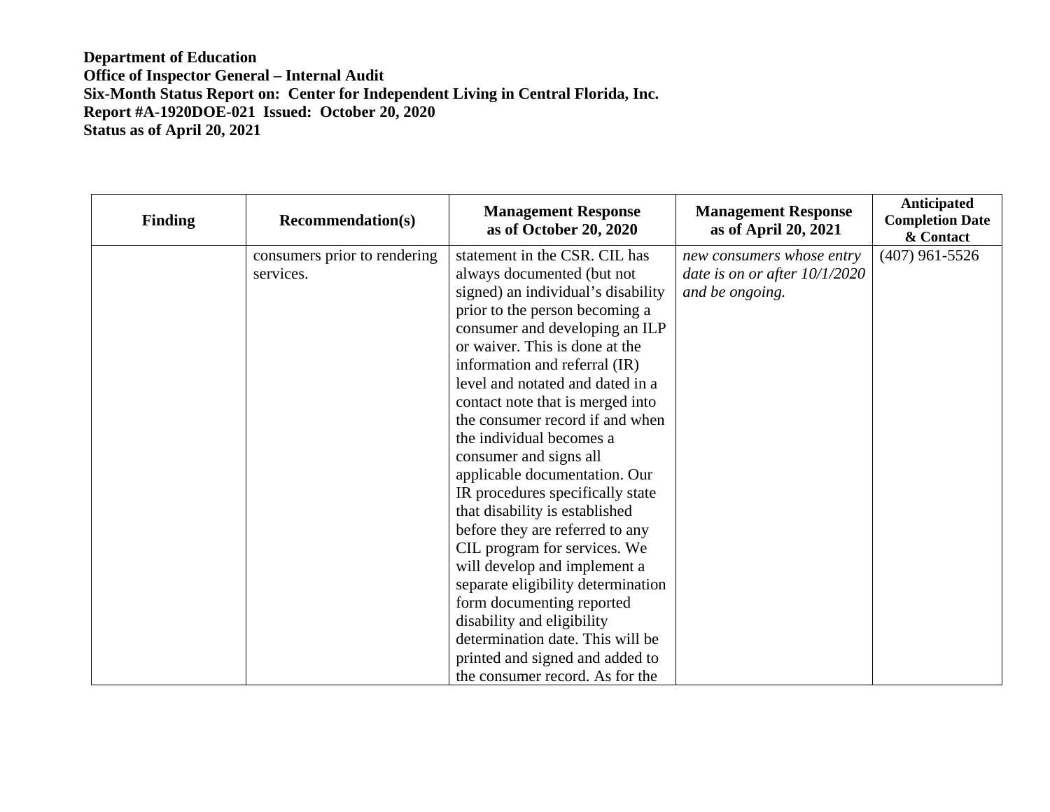**Department of Education**
**Office of Inspector General – Internal Audit**
**Six-Month Status Report on: Center for Independent Living in Central Florida, Inc.**
**Report #A-1920DOE-021 Issued: October 20, 2020**
**Status as of April 20, 2021**

| Finding | Recommendation(s) | Management Response as of October 20, 2020 | Management Response as of April 20, 2021 | Anticipated Completion Date & Contact |
|---|---|---|---|---|
| | consumers prior to rendering services. | statement in the CSR. CIL has always documented (but not signed) an individual's disability prior to the person becoming a consumer and developing an ILP or waiver. This is done at the information and referral (IR) level and notated and dated in a contact note that is merged into the consumer record if and when the individual becomes a consumer and signs all applicable documentation. Our IR procedures specifically state that disability is established before they are referred to any CIL program for services. We will develop and implement a separate eligibility determination form documenting reported disability and eligibility determination date. This will be printed and signed and added to the consumer record. As for the | *new consumers whose entry date is on or after 10/1/2020 and be ongoing.* | (407) 961-5526 |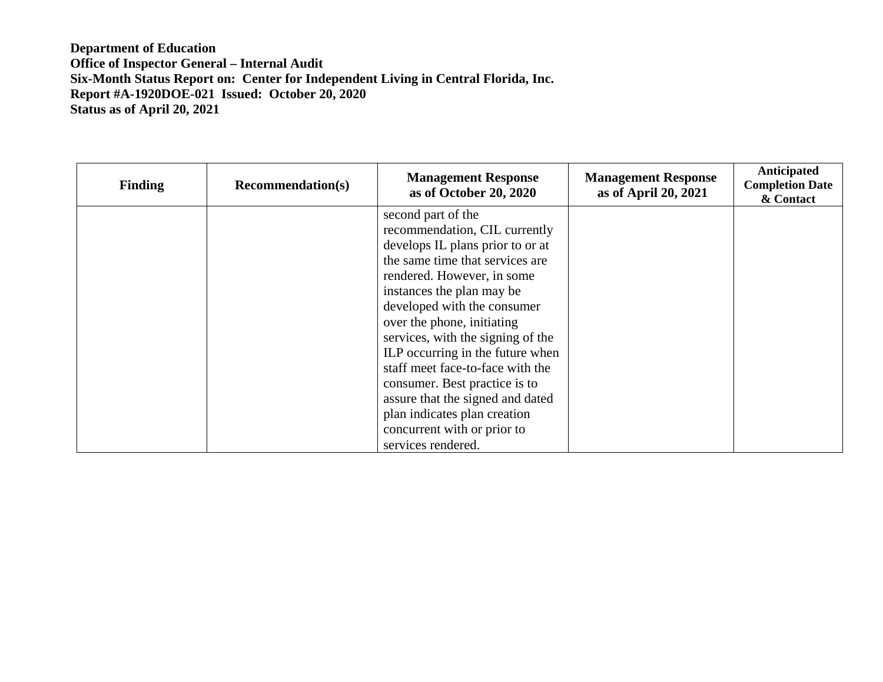**Department of Education**
**Office of Inspector General – Internal Audit**
**Six-Month Status Report on: Center for Independent Living in Central Florida, Inc.**
**Report #A-1920DOE-021 Issued: October 20, 2020**
**Status as of April 20, 2021**

| Finding | Recommendation(s) | Management Response as of October 20, 2020 | Management Response as of April 20, 2021 | Anticipated Completion Date & Contact |
|---|---|---|---|---|
| | | second part of the recommendation, CIL currently develops IL plans prior to or at the same time that services are rendered. However, in some instances the plan may be developed with the consumer over the phone, initiating services, with the signing of the ILP occurring in the future when staff meet face-to-face with the consumer. Best practice is to assure that the signed and dated plan indicates plan creation concurrent with or prior to services rendered. | | |